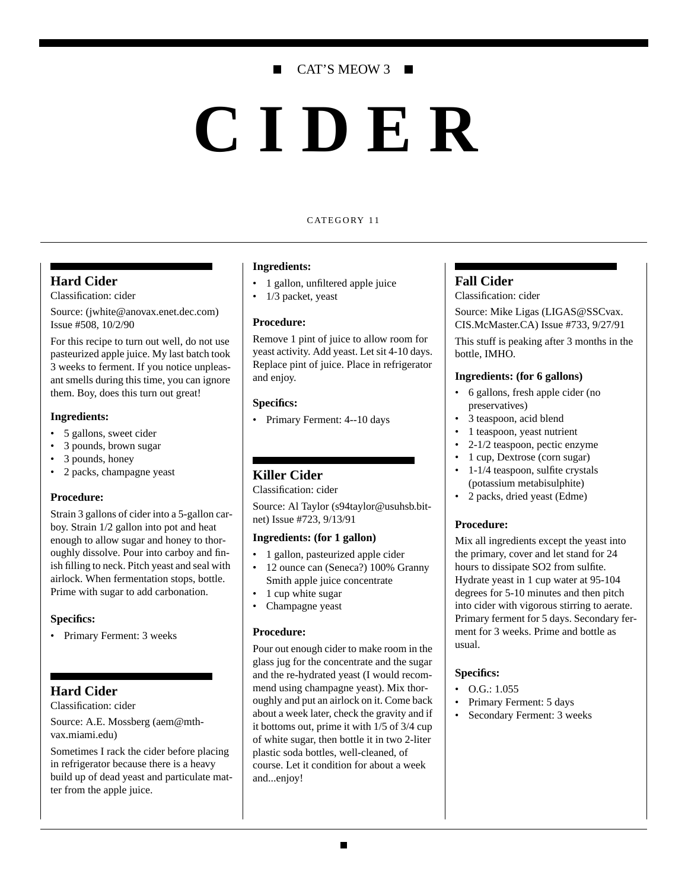CAT'S MEOW 3

# CIDER

CATEGORY 11

## Hard Cider

Classification: cider

Source: (jwhite@anovax.enet.dec.com) Issue #508, 10/2/90

For this recipe to turn out well, do not use pasteurized apple juice. My last batch took 3 weeks to ferment. If you notice unpleasant smells during this time, you can ignore them. Boy, does this turn out great!

**Ingredients:**

- 5 gallons, sweet cider
- 3 pounds, brown sugar
- 3 pounds, honey
- 2 packs, champagne yeast

**Procedure:**

Strain 3 gallons of cider into a 5-gallon carboy. Strain 1/2 gallon into pot and heat enough to allow sugar and honey to thoroughly dissolve. Pour into carboy and finish filling to neck. Pitch yeast and seal with airlock. When fermentation stops, bottle. Prime with sugar to add carbonation.

**Specifics:**

- Primary Ferment: 3 weeks

## Hard Cider

Classification: cider

Source: A.E. Mossberg (aem@mthvax.miami.edu)

Sometimes I rack the cider before placing in refrigerator because there is a heavy build up of dead yeast and particulate matter from the apple juice.

**Ingredients:**

- 1 gallon, unfiltered apple juice
- 1/3 packet, yeast

**Procedure:**

Remove 1 pint of juice to allow room for yeast activity. Add yeast. Let sit 4-10 days. Replace pint of juice. Place in refrigerator and enjoy.

**Specifics:**

- Primary Ferment: 4--10 days

## Killer Cider

Classification: cider

Source: Al Taylor (s94taylor@usuhsb.bitnet) Issue #723, 9/13/91

**Ingredients: (for 1 gallon)**

- 1 gallon, pasteurized apple cider
- 12 ounce can (Seneca?) 100% Granny Smith apple juice concentrate
- 1 cup white sugar
- Champagne yeast

**Procedure:**

Pour out enough cider to make room in the glass jug for the concentrate and the sugar and the re-hydrated yeast (I would recommend using champagne yeast). Mix thoroughly and put an airlock on it. Come back about a week later, check the gravity and if it bottoms out, prime it with 1/5 of 3/4 cup of white sugar, then bottle it in two 2-liter plastic soda bottles, well-cleaned, of course. Let it condition for about a week and...enjoy!

## Fall Cider

Classification: cider

Source: Mike Ligas (LIGAS@SSCvax.CIS.McMaster.CA) Issue #733, 9/27/91

This stuff is peaking after 3 months in the bottle, IMHO.

**Ingredients: (for 6 gallons)**

- 6 gallons, fresh apple cider (no preservatives)
- 3 teaspoon, acid blend
- 1 teaspoon, yeast nutrient
- 2-1/2 teaspoon, pectic enzyme
- 1 cup, Dextrose (corn sugar)
- 1-1/4 teaspoon, sulfite crystals (potassium metabisulphite)
- 2 packs, dried yeast (Edme)

**Procedure:**

Mix all ingredients except the yeast into the primary, cover and let stand for 24 hours to dissipate $SO_2$ from sulfite. Hydrate yeast in 1 cup water at 95-104 degrees for 5-10 minutes and then pitch into cider with vigorous stirring to aerate. Primary ferment for 5 days. Secondary ferment for 3 weeks. Prime and bottle as usual.

**Specifics:**

- O.G.: 1.055
- Primary Ferment: 5 days
- Secondary Ferment: 3 weeks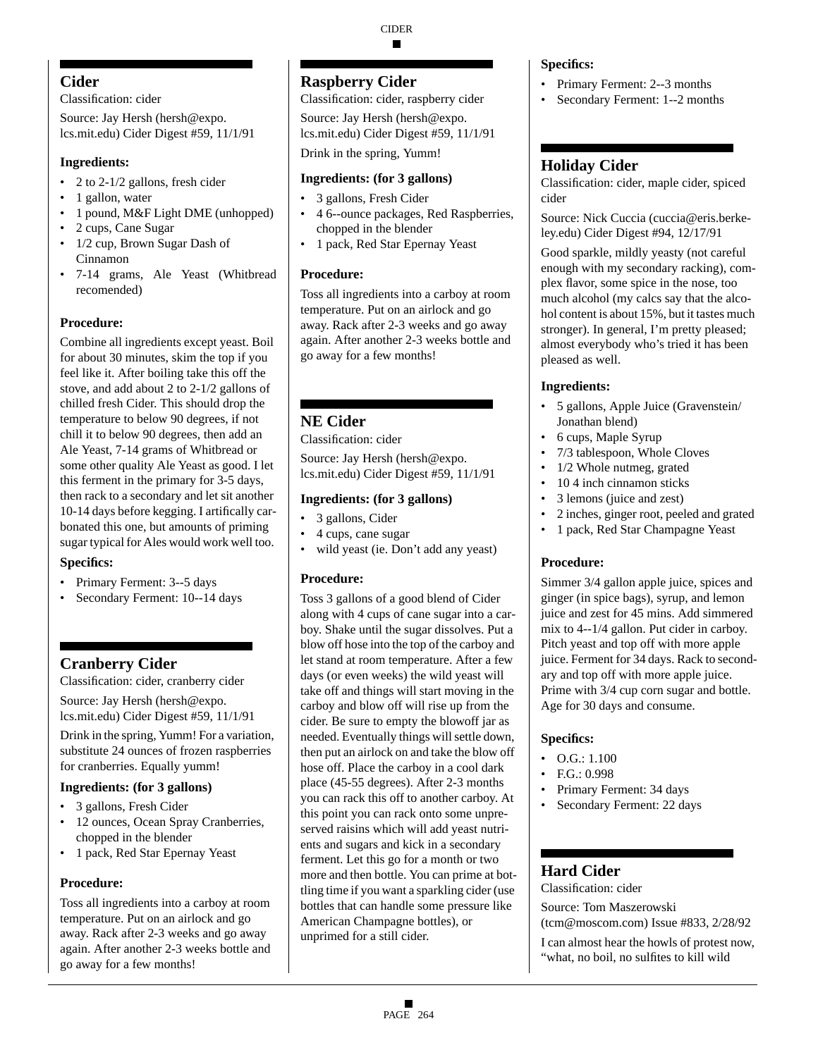## Cider

Classification: cider

Source: Jay Hersh (hersh@expo.lcs.mit.edu) Cider Digest #59, 11/1/91

### Ingredients:

- 2 to 2-1/2 gallons, fresh cider
- 1 gallon, water
- 1 pound, M&F Light DME (unhopped)
- 2 cups, Cane Sugar
- 1/2 cup, Brown Sugar Dash of Cinnamon
- 7-14 grams, Ale Yeast (Whitbread recomended)

### Procedure:

Combine all ingredients except yeast. Boil for about 30 minutes, skim the top if you feel like it. After boiling take this off the stove, and add about 2 to 2-1/2 gallons of chilled fresh Cider. This should drop the temperature to below 90 degrees, if not chill it to below 90 degrees, then add an Ale Yeast, 7-14 grams of Whitbread or some other quality Ale Yeast as good. I let this ferment in the primary for 3-5 days, then rack to a secondary and let sit another 10-14 days before kegging. I artifically carbonated this one, but amounts of priming sugar typical for Ales would work well too.

### Specifics:

- Primary Ferment: 3--5 days
- Secondary Ferment: 10--14 days

## Cranberry Cider

Classification: cider, cranberry cider

Source: Jay Hersh (hersh@expo.lcs.mit.edu) Cider Digest #59, 11/1/91

Drink in the spring, Yumm! For a variation, substitute 24 ounces of frozen raspberries for cranberries. Equally yumm!

### Ingredients: (for 3 gallons)

- 3 gallons, Fresh Cider
- 12 ounces, Ocean Spray Cranberries, chopped in the blender
- 1 pack, Red Star Epernay Yeast

### Procedure:

Toss all ingredients into a carboy at room temperature. Put on an airlock and go away. Rack after 2-3 weeks and go away again. After another 2-3 weeks bottle and go away for a few months!

## Raspberry Cider

Classification: cider, raspberry cider

Source: Jay Hersh (hersh@expo.lcs.mit.edu) Cider Digest #59, 11/1/91

Drink in the spring, Yumm!

### Ingredients: (for 3 gallons)

- 3 gallons, Fresh Cider
- 4 6--ounce packages, Red Raspberries, chopped in the blender
- 1 pack, Red Star Epernay Yeast

### Procedure:

Toss all ingredients into a carboy at room temperature. Put on an airlock and go away. Rack after 2-3 weeks and go away again. After another 2-3 weeks bottle and go away for a few months!

## NE Cider

Classification: cider

Source: Jay Hersh (hersh@expo.lcs.mit.edu) Cider Digest #59, 11/1/91

### Ingredients: (for 3 gallons)

- 3 gallons, Cider
- 4 cups, cane sugar
- wild yeast (ie. Don't add any yeast)

### Procedure:

Toss 3 gallons of a good blend of Cider along with 4 cups of cane sugar into a carboy. Shake until the sugar dissolves. Put a blow off hose into the top of the carboy and let stand at room temperature. After a few days (or even weeks) the wild yeast will take off and things will start moving in the carboy and blow off will rise up from the cider. Be sure to empty the blowoff jar as needed. Eventually things will settle down, then put an airlock on and take the blow off hose off. Place the carboy in a cool dark place (45-55 degrees). After 2-3 months you can rack this off to another carboy. At this point you can rack onto some unpreserved raisins which will add yeast nutrients and sugars and kick in a secondary ferment. Let this go for a month or two more and then bottle. You can prime at bottling time if you want a sparkling cider (use bottles that can handle some pressure like American Champagne bottles), or unprimed for a still cider.

### Specifics:

- Primary Ferment: 2--3 months
- Secondary Ferment: 1--2 months

## Holiday Cider

Classification: cider, maple cider, spiced cider

Source: Nick Cuccia (cuccia@eris.berkeley.edu) Cider Digest #94, 12/17/91

Good sparkle, mildly yeasty (not careful enough with my secondary racking), complex flavor, some spice in the nose, too much alcohol (my calcs say that the alcohol content is about 15%, but it tastes much stronger). In general, I'm pretty pleased; almost everybody who's tried it has been pleased as well.

### Ingredients:

- 5 gallons, Apple Juice (Gravenstein/Jonathan blend)
- 6 cups, Maple Syrup
- 7/3 tablespoon, Whole Cloves
- 1/2 Whole nutmeg, grated
- 10 4 inch cinnamon sticks
- 3 lemons (juice and zest)
- 2 inches, ginger root, peeled and grated
- 1 pack, Red Star Champagne Yeast

### Procedure:

Simmer 3/4 gallon apple juice, spices and ginger (in spice bags), syrup, and lemon juice and zest for 45 mins. Add simmered mix to 4--1/4 gallon. Put cider in carboy. Pitch yeast and top off with more apple juice. Ferment for 34 days. Rack to secondary and top off with more apple juice. Prime with 3/4 cup corn sugar and bottle. Age for 30 days and consume.

### Specifics:

- O.G.: 1.100
- F.G.: 0.998
- Primary Ferment: 34 days
- Secondary Ferment: 22 days

## Hard Cider

Classification: cider

Source: Tom Maszerowski (tcm@moscom.com) Issue #833, 2/28/92

I can almost hear the howls of protest now, "what, no boil, no sulfites to kill wild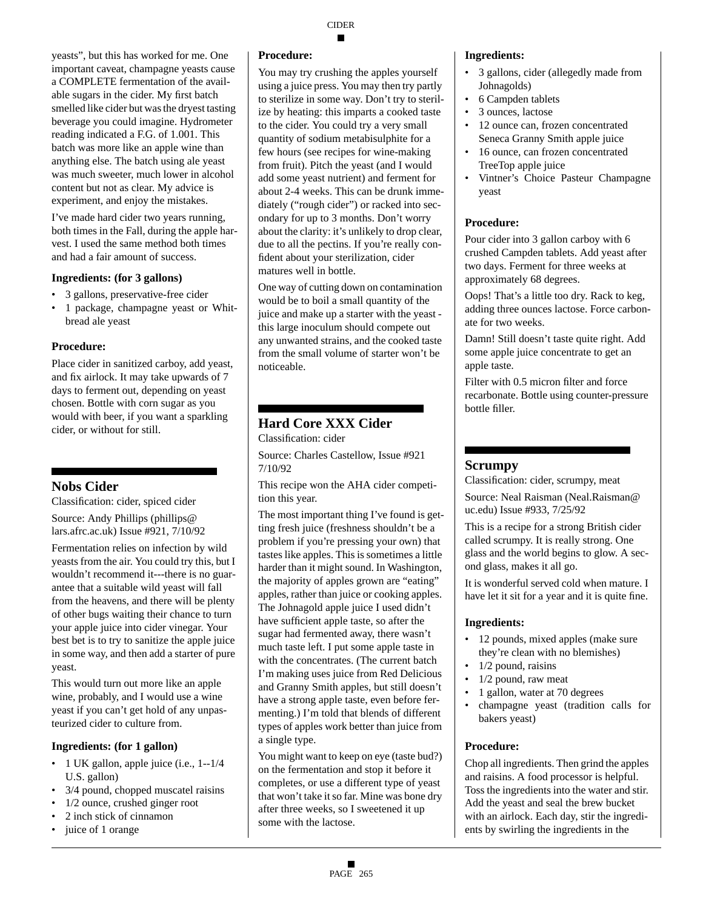yeasts", but this has worked for me. One important caveat, champagne yeasts cause a COMPLETE fermentation of the available sugars in the cider. My first batch smelled like cider but was the dryest tasting beverage you could imagine. Hydrometer reading indicated a F.G. of 1.001. This batch was more like an apple wine than anything else. The batch using ale yeast was much sweeter, much lower in alcohol content but not as clear. My advice is experiment, and enjoy the mistakes.

I've made hard cider two years running, both times in the Fall, during the apple harvest. I used the same method both times and had a fair amount of success.

**Ingredients: (for 3 gallons)**

- 3 gallons, preservative-free cider
- 1 package, champagne yeast or Whitbread ale yeast

**Procedure:**

Place cider in sanitized carboy, add yeast, and fix airlock. It may take upwards of 7 days to ferment out, depending on yeast chosen. Bottle with corn sugar as you would with beer, if you want a sparkling cider, or without for still.

## Nobs Cider

Classification: cider, spiced cider

Source: Andy Phillips (phillips@lars.afrc.ac.uk) Issue #921, 7/10/92

Fermentation relies on infection by wild yeasts from the air. You could try this, but I wouldn't recommend it---there is no guarantee that a suitable wild yeast will fall from the heavens, and there will be plenty of other bugs waiting their chance to turn your apple juice into cider vinegar. Your best bet is to try to sanitize the apple juice in some way, and then add a starter of pure yeast.

This would turn out more like an apple wine, probably, and I would use a wine yeast if you can't get hold of any unpasteurized cider to culture from.

**Ingredients: (for 1 gallon)**

- 1 UK gallon, apple juice (i.e., 1--1/4 U.S. gallon)
- 3/4 pound, chopped muscatel raisins
- 1/2 ounce, crushed ginger root
- 2 inch stick of cinnamon
- juice of 1 orange

**Procedure:**

You may try crushing the apples yourself using a juice press. You may then try partly to sterilize in some way. Don't try to sterilize by heating: this imparts a cooked taste to the cider. You could try a very small quantity of sodium metabisulphite for a few hours (see recipes for wine-making from fruit). Pitch the yeast (and I would add some yeast nutrient) and ferment for about 2-4 weeks. This can be drunk immediately ("rough cider") or racked into secondary for up to 3 months. Don't worry about the clarity: it's unlikely to drop clear, due to all the pectins. If you're really confident about your sterilization, cider matures well in bottle.

One way of cutting down on contamination would be to boil a small quantity of the juice and make up a starter with the yeast - this large inoculum should compete out any unwanted strains, and the cooked taste from the small volume of starter won't be noticeable.

## Hard Core XXX Cider

Classification: cider

Source: Charles Castellow, Issue #921 7/10/92

This recipe won the AHA cider competition this year.

The most important thing I've found is getting fresh juice (freshness shouldn't be a problem if you're pressing your own) that tastes like apples. This is sometimes a little harder than it might sound. In Washington, the majority of apples grown are "eating" apples, rather than juice or cooking apples. The Johnagold apple juice I used didn't have sufficient apple taste, so after the sugar had fermented away, there wasn't much taste left. I put some apple taste in with the concentrates. (The current batch I'm making uses juice from Red Delicious and Granny Smith apples, but still doesn't have a strong apple taste, even before fermenting.) I'm told that blends of different types of apples work better than juice from a single type.

You might want to keep on eye (taste bud?) on the fermentation and stop it before it completes, or use a different type of yeast that won't take it so far. Mine was bone dry after three weeks, so I sweetened it up some with the lactose.

**Ingredients:**

- 3 gallons, cider (allegedly made from Johnagolds)
- 6 Campden tablets
- 3 ounces, lactose
- 12 ounce can, frozen concentrated Seneca Granny Smith apple juice
- 16 ounce, can frozen concentrated TreeTop apple juice
- Vintner's Choice Pasteur Champagne yeast

**Procedure:**

Pour cider into 3 gallon carboy with 6 crushed Campden tablets. Add yeast after two days. Ferment for three weeks at approximately 68 degrees.

Oops! That's a little too dry. Rack to keg, adding three ounces lactose. Force carbonate for two weeks.

Damn! Still doesn't taste quite right. Add some apple juice concentrate to get an apple taste.

Filter with 0.5 micron filter and force recarbonate. Bottle using counter-pressure bottle filler.

## Scrumpy

Classification: cider, scrumpy, meat

Source: Neal Raisman (Neal.Raisman@uc.edu) Issue #933, 7/25/92

This is a recipe for a strong British cider called scrumpy. It is really strong. One glass and the world begins to glow. A second glass, makes it all go.

It is wonderful served cold when mature. I have let it sit for a year and it is quite fine.

**Ingredients:**

- 12 pounds, mixed apples (make sure they're clean with no blemishes)
- 1/2 pound, raisins
- 1/2 pound, raw meat
- 1 gallon, water at 70 degrees
- champagne yeast (tradition calls for bakers yeast)

**Procedure:**

Chop all ingredients. Then grind the apples and raisins. A food processor is helpful. Toss the ingredients into the water and stir. Add the yeast and seal the brew bucket with an airlock. Each day, stir the ingredients by swirling the ingredients in the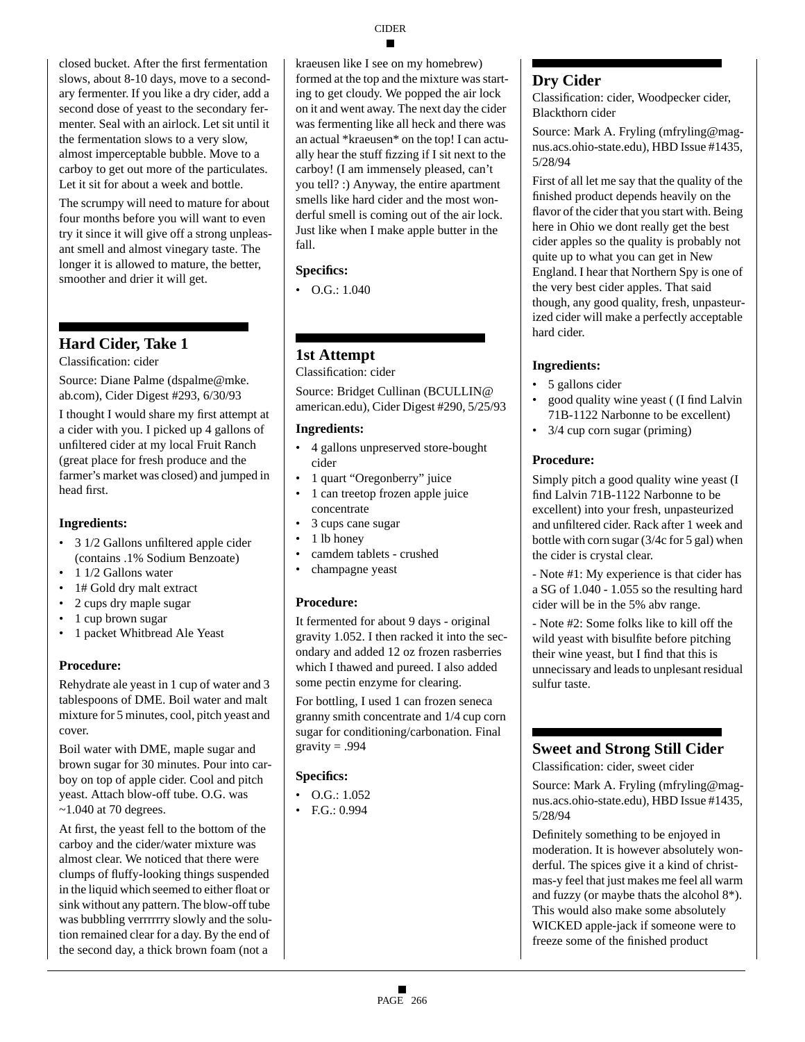closed bucket. After the first fermentation slows, about 8-10 days, move to a secondary fermenter. If you like a dry cider, add a second dose of yeast to the secondary fermenter. Seal with an airlock. Let sit until it the fermentation slows to a very slow, almost imperceptable bubble. Move to a carboy to get out more of the particulates. Let it sit for about a week and bottle.

The scrumpy will need to mature for about four months before you will want to even try it since it will give off a strong unpleasant smell and almost vinegary taste. The longer it is allowed to mature, the better, smoother and drier it will get.

## Hard Cider, Take 1

Classification: cider

Source: Diane Palme (dspalme@mke.ab.com), Cider Digest #293, 6/30/93

I thought I would share my first attempt at a cider with you. I picked up 4 gallons of unfiltered cider at my local Fruit Ranch (great place for fresh produce and the farmer's market was closed) and jumped in head first.

### Ingredients:

- 3 1/2 Gallons unfiltered apple cider (contains .1% Sodium Benzoate)
- 1 1/2 Gallons water
- 1# Gold dry malt extract
- 2 cups dry maple sugar
- 1 cup brown sugar
- 1 packet Whitbread Ale Yeast

### Procedure:

Rehydrate ale yeast in 1 cup of water and 3 tablespoons of DME. Boil water and malt mixture for 5 minutes, cool, pitch yeast and cover.

Boil water with DME, maple sugar and brown sugar for 30 minutes. Pour into carboy on top of apple cider. Cool and pitch yeast. Attach blow-off tube. O.G. was ~1.040 at 70 degrees.

At first, the yeast fell to the bottom of the carboy and the cider/water mixture was almost clear. We noticed that there were clumps of fluffy-looking things suspended in the liquid which seemed to either float or sink without any pattern. The blow-off tube was bubbling verrrrrry slowly and the solution remained clear for a day. By the end of the second day, a thick brown foam (not a kraeusen like I see on my homebrew) formed at the top and the mixture was starting to get cloudy. We popped the air lock on it and went away. The next day the cider was fermenting like all heck and there was an actual *kraeusen* on the top! I can actually hear the stuff fizzing if I sit next to the carboy! (I am immensely pleased, can't you tell? :) Anyway, the entire apartment smells like hard cider and the most wonderful smell is coming out of the air lock. Just like when I make apple butter in the fall.

### Specifics:

- O.G.: 1.040

## 1st Attempt

Classification: cider

Source: Bridget Cullinan (BCULLIN@american.edu), Cider Digest #290, 5/25/93

### Ingredients:

- 4 gallons unpreserved store-bought cider
- 1 quart "Oregonberry" juice
- 1 can treetop frozen apple juice concentrate
- 3 cups cane sugar
- 1 lb honey
- camdem tablets - crushed
- champagne yeast

### Procedure:

It fermented for about 9 days - original gravity 1.052. I then racked it into the secondary and added 12 oz frozen rasberries which I thawed and pureed. I also added some pectin enzyme for clearing.

For bottling, I used 1 can frozen seneca granny smith concentrate and 1/4 cup corn sugar for conditioning/carbonation. Final gravity = .994

### Specifics:

- O.G.: 1.052
- F.G.: 0.994

## Dry Cider

Classification: cider, Woodpecker cider, Blackthorn cider

Source: Mark A. Fryling (mfryling@magnus.acs.ohio-state.edu), HBD Issue #1435, 5/28/94

First of all let me say that the quality of the finished product depends heavily on the flavor of the cider that you start with. Being here in Ohio we dont really get the best cider apples so the quality is probably not quite up to what you can get in New England. I hear that Northern Spy is one of the very best cider apples. That said though, any good quality, fresh, unpasteurized cider will make a perfectly acceptable hard cider.

### Ingredients:

- 5 gallons cider
- good quality wine yeast ( (I find Lalvin 71B-1122 Narbonne to be excellent)
- 3/4 cup corn sugar (priming)

### Procedure:

Simply pitch a good quality wine yeast (I find Lalvin 71B-1122 Narbonne to be excellent) into your fresh, unpasteurized and unfiltered cider. Rack after 1 week and bottle with corn sugar (3/4c for 5 gal) when the cider is crystal clear.

- Note #1: My experience is that cider has a SG of 1.040 - 1.055 so the resulting hard cider will be in the 5% abv range.

- Note #2: Some folks like to kill off the wild yeast with bisulfite before pitching their wine yeast, but I find that this is unnecissary and leads to unplesant residual sulfur taste.

## Sweet and Strong Still Cider

Classification: cider, sweet cider

Source: Mark A. Fryling (mfryling@magnus.acs.ohio-state.edu), HBD Issue #1435, 5/28/94

Definitely something to be enjoyed in moderation. It is however absolutely wonderful. The spices give it a kind of christmas-y feel that just makes me feel all warm and fuzzy (or maybe thats the alcohol 8*). This would also make some absolutely WICKED apple-jack if someone were to freeze some of the finished product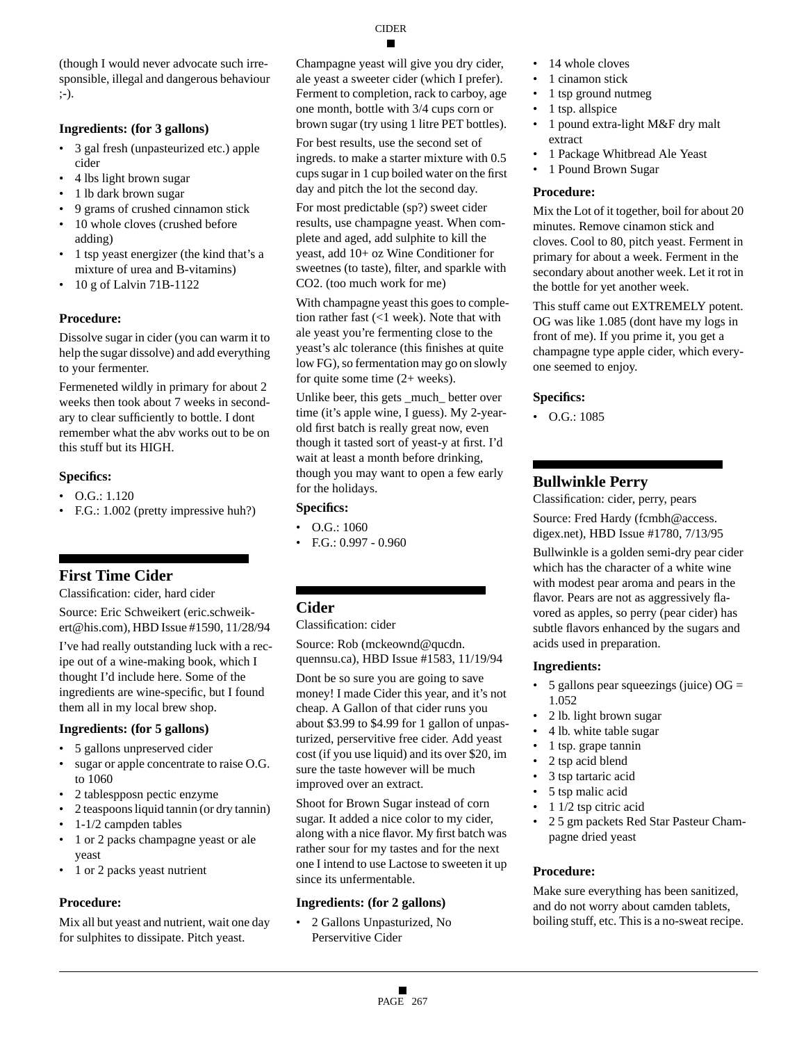(though I would never advocate such irresponsible, illegal and dangerous behaviour ;-).

### Ingredients: (for 3 gallons)

- 3 gal fresh (unpasteurized etc.) apple cider
- 4 lbs light brown sugar
- 1 lb dark brown sugar
- 9 grams of crushed cinnamon stick
- 10 whole cloves (crushed before adding)
- 1 tsp yeast energizer (the kind that's a mixture of urea and B-vitamins)
- 10 g of Lalvin 71B-1122

### Procedure:

Dissolve sugar in cider (you can warm it to help the sugar dissolve) and add everything to your fermenter.

Fermeneted wildly in primary for about 2 weeks then took about 7 weeks in secondary to clear sufficiently to bottle. I dont remember what the abv works out to be on this stuff but its HIGH.

### Specifics:

- O.G.: 1.120
- F.G.: 1.002 (pretty impressive huh?)

## First Time Cider

Classification: cider, hard cider

Source: Eric Schweikert (eric.schweikert@his.com), HBD Issue #1590, 11/28/94

I've had really outstanding luck with a recipe out of a wine-making book, which I thought I'd include here. Some of the ingredients are wine-specific, but I found them all in my local brew shop.

### Ingredients: (for 5 gallons)

- 5 gallons unpreserved cider
- sugar or apple concentrate to raise O.G. to 1060
- 2 tablespposn pectic enzyme
- 2 teaspoons liquid tannin (or dry tannin)
- 1-1/2 campden tables
- 1 or 2 packs champagne yeast or ale yeast
- 1 or 2 packs yeast nutrient

### Procedure:

Mix all but yeast and nutrient, wait one day for sulphites to dissipate. Pitch yeast.

Champagne yeast will give you dry cider, ale yeast a sweeter cider (which I prefer). Ferment to completion, rack to carboy, age one month, bottle with 3/4 cups corn or brown sugar (try using 1 litre PET bottles).

For best results, use the second set of ingreds. to make a starter mixture with 0.5 cups sugar in 1 cup boiled water on the first day and pitch the lot the second day.

For most predictable (sp?) sweet cider results, use champagne yeast. When complete and aged, add sulphite to kill the yeast, add 10+ oz Wine Conditioner for sweetnes (to taste), filter, and sparkle with CO2. (too much work for me)

With champagne yeast this goes to completion rather fast (<1 week). Note that with ale yeast you're fermenting close to the yeast's alc tolerance (this finishes at quite low FG), so fermentation may go on slowly for quite some time (2+ weeks).

Unlike beer, this gets _much_ better over time (it's apple wine, I guess). My 2-year-old first batch is really great now, even though it tasted sort of yeast-y at first. I'd wait at least a month before drinking, though you may want to open a few early for the holidays.

### Specifics:

- O.G.: 1060
- F.G.: 0.997 - 0.960

## Cider

Classification: cider

Source: Rob (mckeownd@qucdn.quennsu.ca), HBD Issue #1583, 11/19/94

Dont be so sure you are going to save money! I made Cider this year, and it's not cheap. A Gallon of that cider runs you about $3.99 to $4.99 for 1 gallon of unpasturized, perservitive free cider. Add yeast cost (if you use liquid) and its over $20, im sure the taste however will be much improved over an extract.

Shoot for Brown Sugar instead of corn sugar. It added a nice color to my cider, along with a nice flavor. My first batch was rather sour for my tastes and for the next one I intend to use Lactose to sweeten it up since its unfermentable.

### Ingredients: (for 2 gallons)

- 2 Gallons Unpasturized, No Perservitive Cider
- 14 whole cloves
- 1 cinamon stick
- 1 tsp ground nutmeg
- 1 tsp. allspice
- 1 pound extra-light M&F dry malt extract
- 1 Package Whitbread Ale Yeast
- 1 Pound Brown Sugar

### Procedure:

Mix the Lot of it together, boil for about 20 minutes. Remove cinamon stick and cloves. Cool to 80, pitch yeast. Ferment in primary for about a week. Ferment in the secondary about another week. Let it rot in the bottle for yet another week.

This stuff came out EXTREMELY potent. OG was like 1.085 (dont have my logs in front of me). If you prime it, you get a champagne type apple cider, which everyone seemed to enjoy.

### Specifics:

- O.G.: 1085

## Bullwinkle Perry

Classification: cider, perry, pears

Source: Fred Hardy (fcmbh@access.digex.net), HBD Issue #1780, 7/13/95

Bullwinkle is a golden semi-dry pear cider which has the character of a white wine with modest pear aroma and pears in the flavor. Pears are not as aggressively flavored as apples, so perry (pear cider) has subtle flavors enhanced by the sugars and acids used in preparation.

### Ingredients:

- 5 gallons pear squeezings (juice) OG = 1.052
- 2 lb. light brown sugar
- 4 lb. white table sugar
- 1 tsp. grape tannin
- 2 tsp acid blend
- 3 tsp tartaric acid
- 5 tsp malic acid
- 1 1/2 tsp citric acid
- 2 5 gm packets Red Star Pasteur Champagne dried yeast

### Procedure:

Make sure everything has been sanitized, and do not worry about camden tablets, boiling stuff, etc. This is a no-sweat recipe.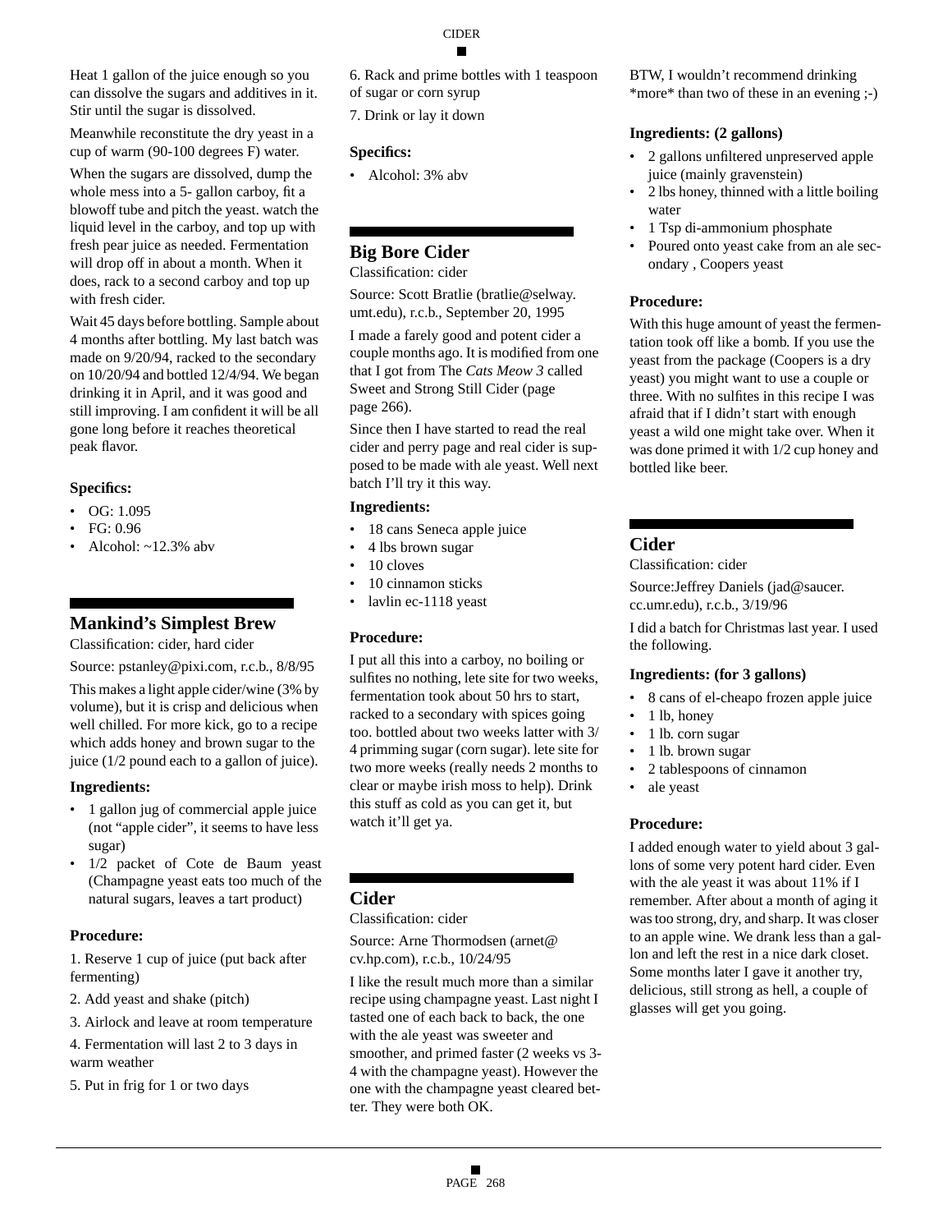Heat 1 gallon of the juice enough so you can dissolve the sugars and additives in it. Stir until the sugar is dissolved.

Meanwhile reconstitute the dry yeast in a cup of warm (90-100 degrees F) water.

When the sugars are dissolved, dump the whole mess into a 5- gallon carboy, fit a blowoff tube and pitch the yeast. watch the liquid level in the carboy, and top up with fresh pear juice as needed. Fermentation will drop off in about a month. When it does, rack to a second carboy and top up with fresh cider.

Wait 45 days before bottling. Sample about 4 months after bottling. My last batch was made on 9/20/94, racked to the secondary on 10/20/94 and bottled 12/4/94. We began drinking it in April, and it was good and still improving. I am confident it will be all gone long before it reaches theoretical peak flavor.

### Specifics:

- OG: 1.095
- FG: 0.96
- Alcohol: ~12.3% abv

## Mankind's Simplest Brew

Classification: cider, hard cider

Source: pstanley@pixi.com, r.c.b., 8/8/95

This makes a light apple cider/wine (3% by volume), but it is crisp and delicious when well chilled. For more kick, go to a recipe which adds honey and brown sugar to the juice (1/2 pound each to a gallon of juice).

### Ingredients:

- 1 gallon jug of commercial apple juice (not "apple cider", it seems to have less sugar)
- 1/2 packet of Cote de Baum yeast (Champagne yeast eats too much of the natural sugars, leaves a tart product)

### Procedure:

1. Reserve 1 cup of juice (put back after fermenting)
2. Add yeast and shake (pitch)
3. Airlock and leave at room temperature
4. Fermentation will last 2 to 3 days in warm weather
5. Put in frig for 1 or two days
6. Rack and prime bottles with 1 teaspoon of sugar or corn syrup
7. Drink or lay it down

### Specifics:

- Alcohol: 3% abv

## Big Bore Cider

Classification: cider

Source: Scott Bratlie (bratlie@selway.umt.edu), r.c.b., September 20, 1995

I made a farely good and potent cider a couple months ago. It is modified from one that I got from The *Cats Meow 3* called Sweet and Strong Still Cider (page page 266).

Since then I have started to read the real cider and perry page and real cider is supposed to be made with ale yeast. Well next batch I'll try it this way.

### Ingredients:

- 18 cans Seneca apple juice
- 4 lbs brown sugar
- 10 cloves
- 10 cinnamon sticks
- lavlin ec-1118 yeast

### Procedure:

I put all this into a carboy, no boiling or sulfites no nothing, lete site for two weeks, fermentation took about 50 hrs to start, racked to a secondary with spices going too. bottled about two weeks latter with 3/4 primming sugar (corn sugar). lete site for two more weeks (really needs 2 months to clear or maybe irish moss to help). Drink this stuff as cold as you can get it, but watch it'll get ya.

## Cider

Classification: cider

Source: Arne Thormodsen (arnet@cv.hp.com), r.c.b., 10/24/95

I like the result much more than a similar recipe using champagne yeast. Last night I tasted one of each back to back, the one with the ale yeast was sweeter and smoother, and primed faster (2 weeks vs 3-4 with the champagne yeast). However the one with the champagne yeast cleared better. They were both OK.

BTW, I wouldn't recommend drinking *more* than two of these in an evening ;-)

### Ingredients: (2 gallons)

- 2 gallons unfiltered unpreserved apple juice (mainly gravenstein)
- 2 lbs honey, thinned with a little boiling water
- 1 Tsp di-ammonium phosphate
- Poured onto yeast cake from an ale secondary , Coopers yeast

### Procedure:

With this huge amount of yeast the fermentation took off like a bomb. If you use the yeast from the package (Coopers is a dry yeast) you might want to use a couple or three. With no sulfites in this recipe I was afraid that if I didn't start with enough yeast a wild one might take over. When it was done primed it with 1/2 cup honey and bottled like beer.

## Cider

Classification: cider

Source:Jeffrey Daniels (jad@saucer.cc.umr.edu), r.c.b., 3/19/96

I did a batch for Christmas last year. I used the following.

### Ingredients: (for 3 gallons)

- 8 cans of el-cheapo frozen apple juice
- 1 lb, honey
- 1 lb. corn sugar
- 1 lb. brown sugar
- 2 tablespoons of cinnamon
- ale yeast

### Procedure:

I added enough water to yield about 3 gallons of some very potent hard cider. Even with the ale yeast it was about 11% if I remember. After about a month of aging it was too strong, dry, and sharp. It was closer to an apple wine. We drank less than a gallon and left the rest in a nice dark closet. Some months later I gave it another try, delicious, still strong as hell, a couple of glasses will get you going.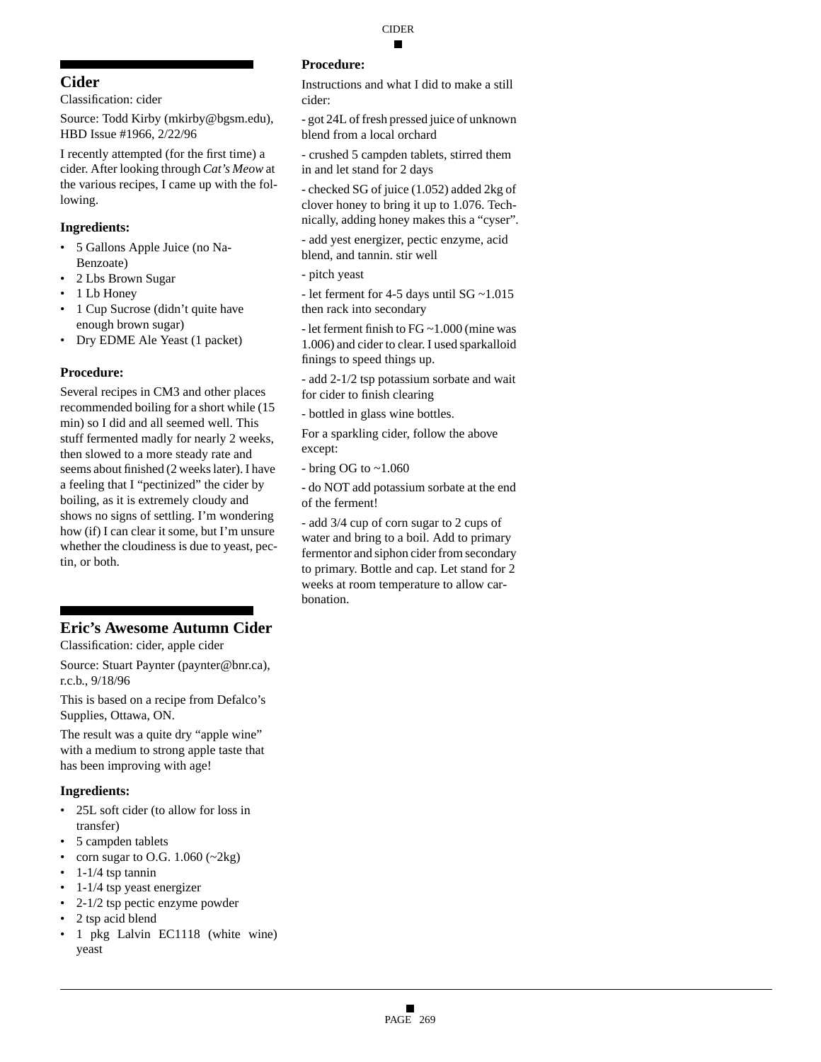## Cider

Classification: cider

Source: Todd Kirby (mkirby@bgsm.edu), HBD Issue #1966, 2/22/96

I recently attempted (for the first time) a cider. After looking through *Cat's Meow* at the various recipes, I came up with the following.

### Ingredients:

- 5 Gallons Apple Juice (no Na-Benzoate)
- 2 Lbs Brown Sugar
- 1 Lb Honey
- 1 Cup Sucrose (didn't quite have enough brown sugar)
- Dry EDME Ale Yeast (1 packet)

### Procedure:

Several recipes in CM3 and other places recommended boiling for a short while (15 min) so I did and all seemed well. This stuff fermented madly for nearly 2 weeks, then slowed to a more steady rate and seems about finished (2 weeks later). I have a feeling that I "pectinized" the cider by boiling, as it is extremely cloudy and shows no signs of settling. I'm wondering how (if) I can clear it some, but I'm unsure whether the cloudiness is due to yeast, pectin, or both.

## Eric's Awesome Autumn Cider

Classification: cider, apple cider

Source: Stuart Paynter (paynter@bnr.ca), r.c.b., 9/18/96

This is based on a recipe from Defalco's Supplies, Ottawa, ON.

The result was a quite dry "apple wine" with a medium to strong apple taste that has been improving with age!

### Ingredients:

- 25L soft cider (to allow for loss in transfer)
- 5 campden tablets
- corn sugar to O.G. 1.060 (~2kg)
- 1-1/4 tsp tannin
- 1-1/4 tsp yeast energizer
- 2-1/2 tsp pectic enzyme powder
- 2 tsp acid blend
- 1 pkg Lalvin EC1118 (white wine) yeast

### Procedure:

Instructions and what I did to make a still cider:

- got 24L of fresh pressed juice of unknown blend from a local orchard

- crushed 5 campden tablets, stirred them in and let stand for 2 days

- checked SG of juice (1.052) added 2kg of clover honey to bring it up to 1.076. Technically, adding honey makes this a "cyser".

- add yest energizer, pectic enzyme, acid blend, and tannin. stir well

- pitch yeast

- let ferment for 4-5 days until SG ~1.015 then rack into secondary

- let ferment finish to FG ~1.000 (mine was 1.006) and cider to clear. I used sparkalloid finings to speed things up.

- add 2-1/2 tsp potassium sorbate and wait for cider to finish clearing

- bottled in glass wine bottles.

For a sparkling cider, follow the above except:

- bring OG to ~1.060

- do NOT add potassium sorbate at the end of the ferment!

- add 3/4 cup of corn sugar to 2 cups of water and bring to a boil. Add to primary fermentor and siphon cider from secondary to primary. Bottle and cap. Let stand for 2 weeks at room temperature to allow carbonation.